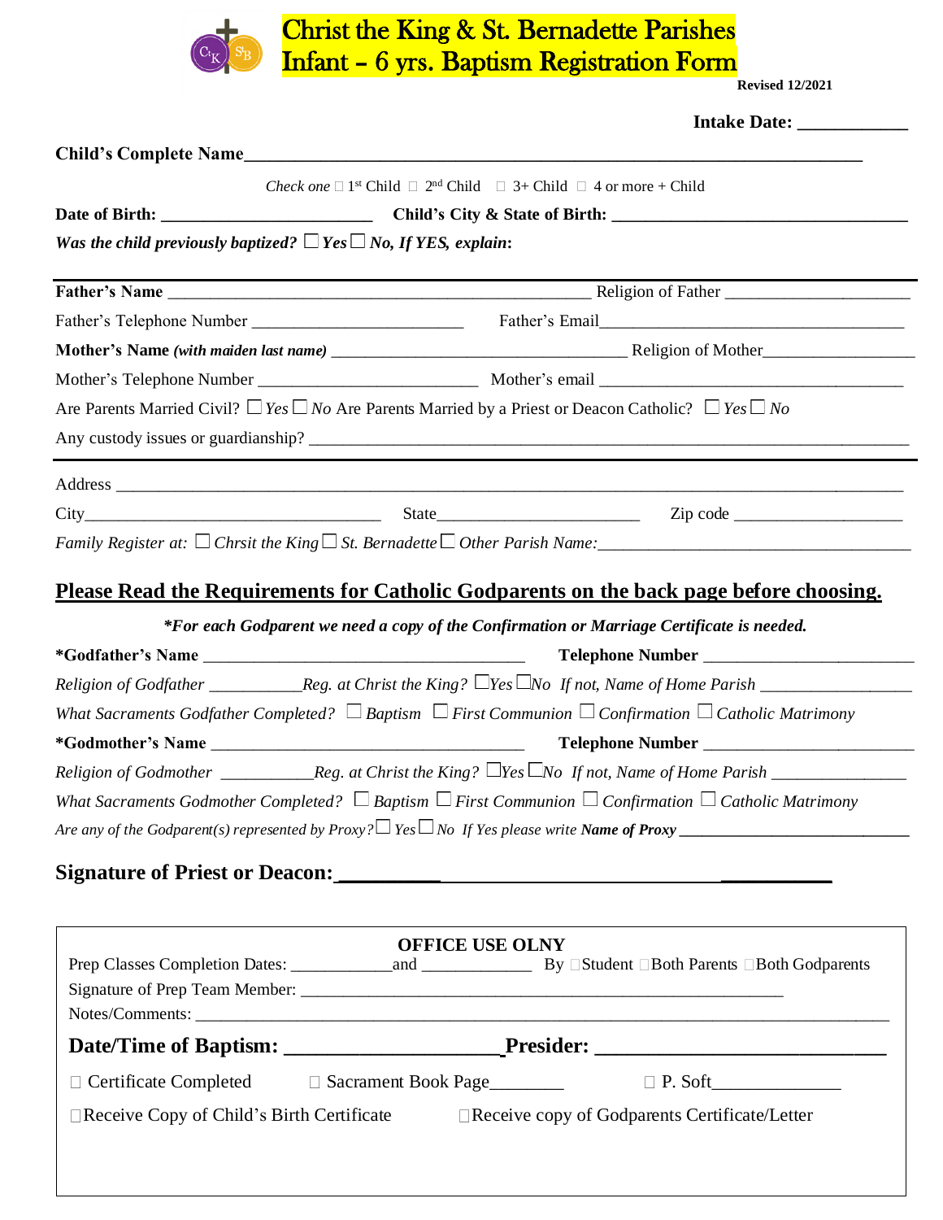# Christ the King & St. Bernadette Parishes
# Infant – 6 yrs. Baptism Registration Form

**Revised 12/2021**

**Intake Date: ___________**

**Child's Complete Name**_______________________________________________________________

*Check one* ☐ 1st Child ☐ 2nd Child ☐ 3+ Child ☐ 4 or more + Child

**Date of Birth:** _______________________ **Child's City & State of Birth:** _________________________________

***Was the child previously baptized?*** ☐ ***Yes*** ☐ ***No, If YES, explain*:**

---

**Father's Name** _______________________________________________ Religion of Father _____________________

Father's Telephone Number ________________________ Father's Email____________________________________

**Mother's Name** ***(with maiden last name)*** _________________________________ Religion of Mother_________________

Mother's Telephone Number _________________________ Mother's email ___________________________________

Are Parents Married Civil? ☐ *Yes* ☐ *No* Are Parents Married by a Priest or Deacon Catholic? ☐ *Yes* ☐ *No*

Any custody issues or guardianship? ____________________________________________________________________

---

Address ____________________________________________________________________________________________

City__________________________________ State_______________________ Zip code ___________________

*Family Register at:* ☐ *Chrsit the King* ☐ *St. Bernadette* ☐ *Other Parish Name:*___________________________________

## Please Read the Requirements for Catholic Godparents on the back page before choosing.

***\*For each Godparent we need a copy of the Confirmation or Marriage Certificate is needed.***

**\*Godfather's Name** _____________________________________ **Telephone Number** ________________________

*Religion of Godfather* __________*Reg. at Christ the King?* ☐*Yes* ☐*No If not, Name of Home Parish* _________________

*What Sacraments Godfather Completed?* ☐ *Baptism* ☐ *First Communion* ☐ *Confirmation* ☐ *Catholic Matrimony*

**\*Godmother's Name** _____________________________________ **Telephone Number** ________________________

*Religion of Godmother* __________*Reg. at Christ the King?* ☐*Yes* ☐*No If not, Name of Home Parish* _______________

*What Sacraments Godmother Completed?* ☐ *Baptism* ☐ *First Communion* ☐ *Confirmation* ☐ *Catholic Matrimony*

*Are any of the Godparent(s) represented by Proxy?* ☐ *Yes* ☐ *No If Yes please write* ***Name of Proxy*** ___________________________

**Signature of Priest or Deacon:**______________________________________________

---

**OFFICE USE OLNY**

Prep Classes Completion Dates: ___________and ____________ By ☐Student ☐Both Parents ☐Both Godparents

Signature of Prep Team Member: ________________________________________________________

Notes/Comments: ___________________________________________________________________________

**Date/Time of Baptism:** ___________________ **Presider:** __________________________

☐ Certificate Completed ☐ Sacrament Book Page________ ☐ P. Soft_____________

☐Receive Copy of Child's Birth Certificate ☐Receive copy of Godparents Certificate/Letter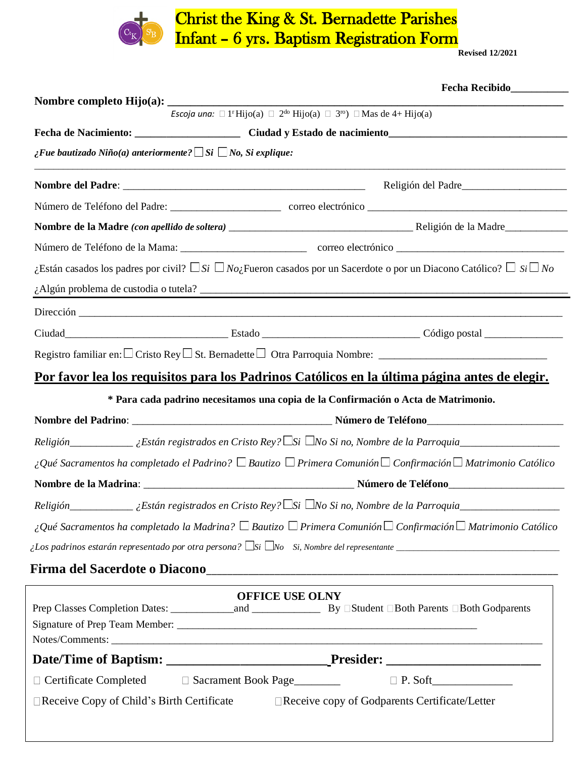# Christ the King & St. Bernadette Parishes
# Infant – 6 yrs. Baptism Registration Form

**Revised 12/2021**

**Fecha Recibido**___________

**Nombre completo Hijo(a):** ____________________________________________

*Escoja una:* ☐ 1r Hijo(a) ☐ 2do Hijo(a) ☐ 3ro) ☐ Mas de 4+ Hijo(a)

**Fecha de Nacimiento:** ____________________ **Ciudad y Estado de nacimiento**________________________________

***¿Fue bautizado Niño(a) anteriormente?*** ☐ ***Si*** ☐ ***No, Si explique:***

_______________________________________________________________________________

**Nombre del Padre**: _____________________________________________ Religión del Padre____________________

Número de Teléfono del Padre: ____________________ correo electrónico ______________________________________

**Nombre de la Madre** ***(con apellido de soltera)*** __________________________________ Religión de la Madre____________

Número de Teléfono de la Mama: _______________________ correo electrónico ________________________________

¿Están casados los padres por civil? ☐ *Si* ☐ *No* ¿Fueron casados por un Sacerdote o por un Diacono Católico? ☐ *Si* ☐ *No*

¿Algún problema de custodia o tutela? ______________________________________________________________________

Dirección _____________________________________________________________________________________________

Ciudad______________________________ Estado ____________________________ Código postal ______________

Registro familiar en: ☐ Cristo Rey ☐ St. Bernadette ☐ Otra Parroquia Nombre: _______________________________

## <u>Por favor lea los requisitos para los Padrinos Católicos en la última página antes de elegir.</u>

**\* Para cada padrino necesitamos una copia de la Confirmación o Acta de Matrimonio.**

**Nombre del Padrino**: ______________________________________ **Número de Teléfono**_________________________

*Religión____________ ¿Están registrados en Cristo Rey?* ☐ *Si* ☐ *No Si no, Nombre de la Parroquia__________________*

*¿Qué Sacramentos ha completado el Padrino?* ☐ *Bautizo* ☐ *Primera Comunión* ☐ *Confirmación* ☐ *Matrimonio Católico*

**Nombre de la Madrina**: ________________________________________ **Número de Teléfono**_____________________

*Religión____________ ¿Están registrados en Cristo Rey?* ☐ *Si* ☐ *No Si no, Nombre de la Parroquia__________________*

*¿Qué Sacramentos ha completado la Madrina?* ☐ *Bautizo* ☐ *Primera Comunión* ☐ *Confirmación* ☐ *Matrimonio Católico*

*¿Los padrinos estarán representado por otra persona?* ☐ *Si* ☐ *No Si, Nombre del representante* ________________________________

**Firma del Sacerdote o Diacono**__________________________________________________________

**OFFICE USE OLNY**

Prep Classes Completion Dates: ____________and _____________ By ☐ Student ☐ Both Parents ☐ Both Godparents

Signature of Prep Team Member: ___________________________________________________________

Notes/Comments: _______________________________________________________________________________

**Date/Time of Baptism: _______________________ Presider: _______________________**

☐ Certificate Completed ☐ Sacrament Book Page________ ☐ P. Soft______________

☐ Receive Copy of Child's Birth Certificate ☐ Receive copy of Godparents Certificate/Letter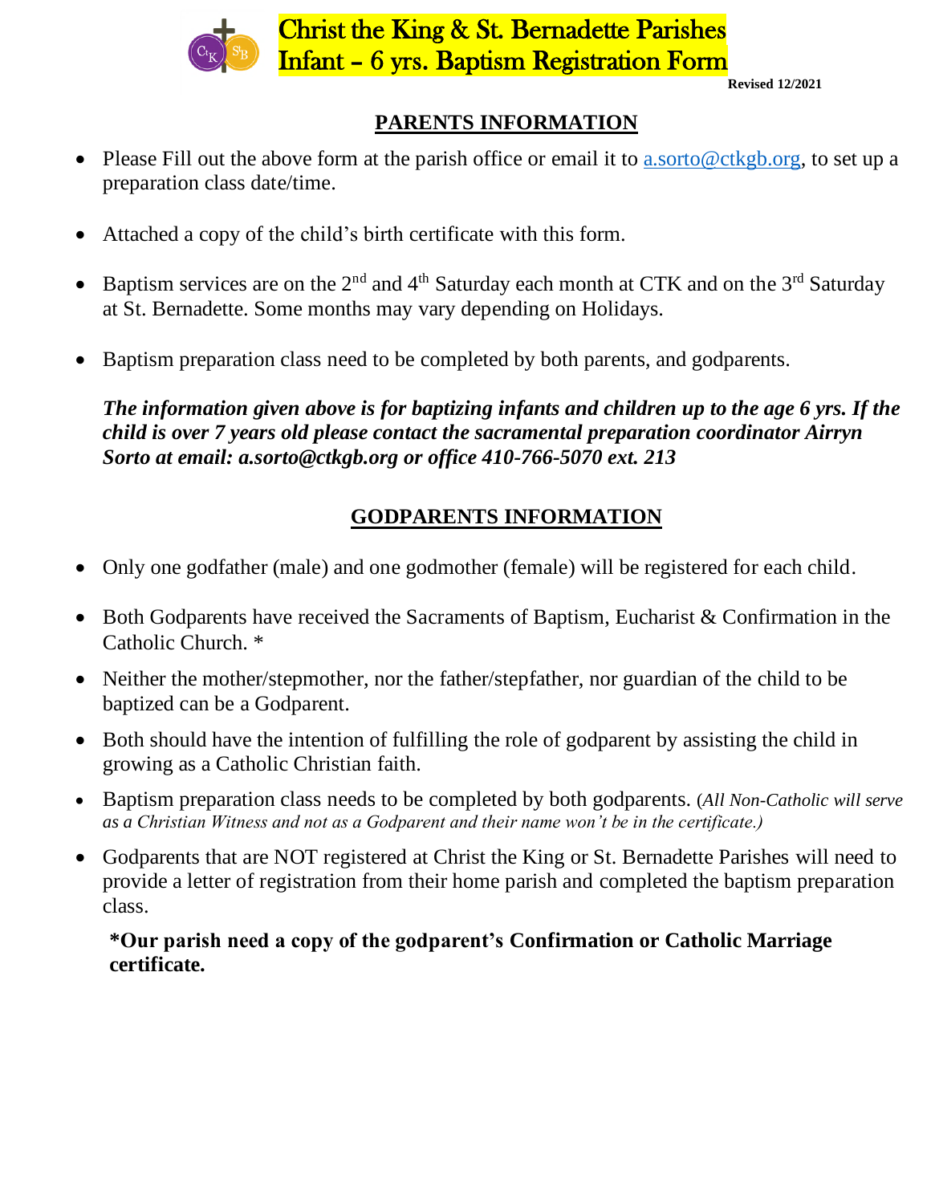# Christ the King & St. Bernadette Parishes Infant – 6 yrs. Baptism Registration Form

**Revised 12/2021**

## PARENTS INFORMATION

- Please Fill out the above form at the parish office or email it to a.sorto@ctkgb.org, to set up a preparation class date/time.
- Attached a copy of the child's birth certificate with this form.
- Baptism services are on the 2nd and 4th Saturday each month at CTK and on the 3rd Saturday at St. Bernadette. Some months may vary depending on Holidays.
- Baptism preparation class need to be completed by both parents, and godparents.

***The information given above is for baptizing infants and children up to the age 6 yrs. If the child is over 7 years old please contact the sacramental preparation coordinator Airryn Sorto at email: a.sorto@ctkgb.org or office 410-766-5070 ext. 213***

## GODPARENTS INFORMATION

- Only one godfather (male) and one godmother (female) will be registered for each child.
- Both Godparents have received the Sacraments of Baptism, Eucharist & Confirmation in the Catholic Church. *
- Neither the mother/stepmother, nor the father/stepfather, nor guardian of the child to be baptized can be a Godparent.
- Both should have the intention of fulfilling the role of godparent by assisting the child in growing as a Catholic Christian faith.
- Baptism preparation class needs to be completed by both godparents. (*All Non-Catholic will serve as a Christian Witness and not as a Godparent and their name won't be in the certificate.)*
- Godparents that are NOT registered at Christ the King or St. Bernadette Parishes will need to provide a letter of registration from their home parish and completed the baptism preparation class.

**\*Our parish need a copy of the godparent's Confirmation or Catholic Marriage certificate.**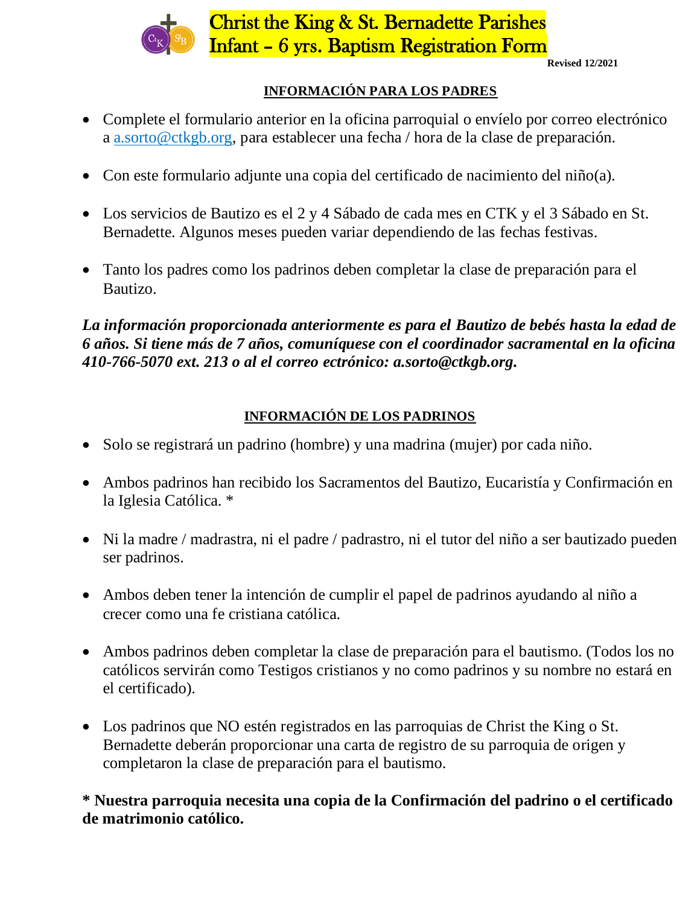# Christ the King & St. Bernadette Parishes
# Infant – 6 yrs. Baptism Registration Form

**Revised 12/2021**

## INFORMACIÓN PARA LOS PADRES

- Complete el formulario anterior en la oficina parroquial o envíelo por correo electrónico a a.sorto@ctkgb.org, para establecer una fecha / hora de la clase de preparación.
- Con este formulario adjunte una copia del certificado de nacimiento del niño(a).
- Los servicios de Bautizo es el 2 y 4 Sábado de cada mes en CTK y el 3 Sábado en St. Bernadette. Algunos meses pueden variar dependiendo de las fechas festivas.
- Tanto los padres como los padrinos deben completar la clase de preparación para el Bautizo.

***La información proporcionada anteriormente es para el Bautizo de bebés hasta la edad de 6 años. Si tiene más de 7 años, comuníquese con el coordinador sacramental en la oficina 410-766-5070 ext. 213 o al el correo ectrónico: a.sorto@ctkgb.org.***

## INFORMACIÓN DE LOS PADRINOS

- Solo se registrará un padrino (hombre) y una madrina (mujer) por cada niño.
- Ambos padrinos han recibido los Sacramentos del Bautizo, Eucaristía y Confirmación en la Iglesia Católica. *
- Ni la madre / madrastra, ni el padre / padrastro, ni el tutor del niño a ser bautizado pueden ser padrinos.
- Ambos deben tener la intención de cumplir el papel de padrinos ayudando al niño a crecer como una fe cristiana católica.
- Ambos padrinos deben completar la clase de preparación para el bautismo. (Todos los no católicos servirán como Testigos cristianos y no como padrinos y su nombre no estará en el certificado).
- Los padrinos que NO estén registrados en las parroquias de Christ the King o St. Bernadette deberán proporcionar una carta de registro de su parroquia de origen y completaron la clase de preparación para el bautismo.

**\* Nuestra parroquia necesita una copia de la Confirmación del padrino o el certificado de matrimonio católico.**